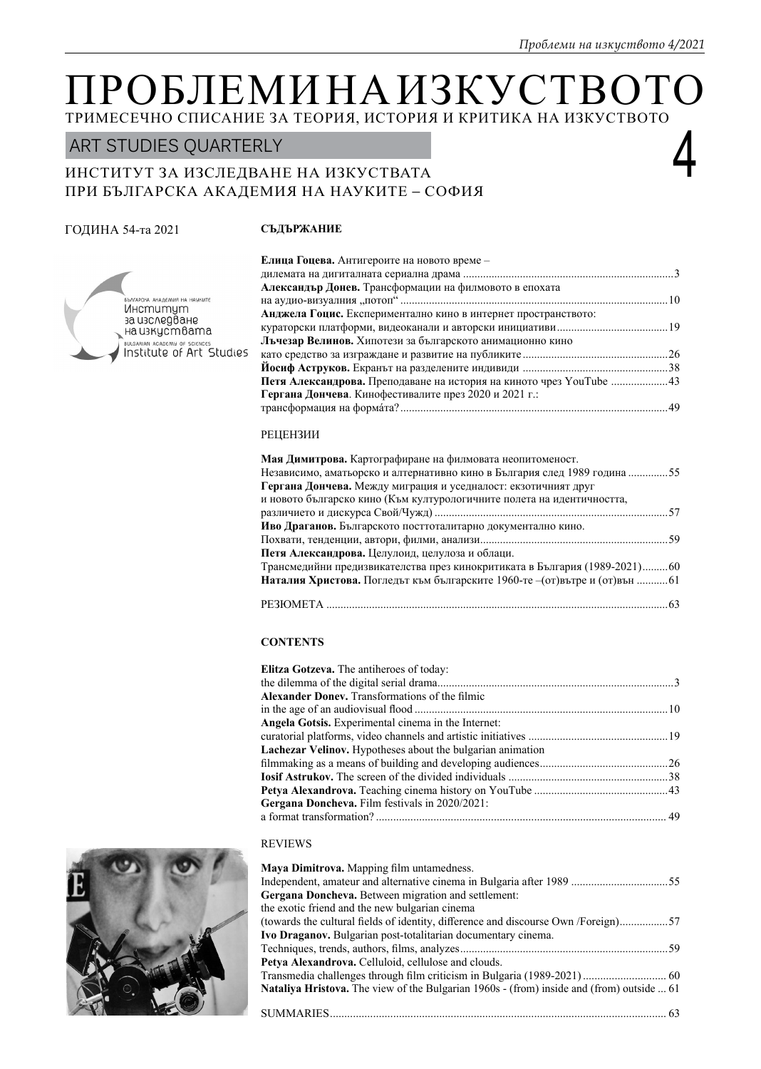# ПРОБЛЕМИ НА ИЗКУСТВОТО

ТРИМЕСЕЧНО СПИСАНИЕ ЗА ТЕОРИЯ, ИСТОРИЯ И КРИТИКА НА ИЗКУСТВОТО

ART STUDIES QUARTERLY

4

ИНСТИТУТ ЗА ИЗСЛЕДВАНЕ НА ИЗКУСТВАТА
ПРИ БЪЛГАРСКА АКАДЕМИЯ НА НАУКИТЕ – СОФИЯ

ГОДИНА 54-та 2021

Българска академия на науките
Институт за изследване на изкуствата
Bulgarian Academy of Sciences
Institute of Art Studies

## СЪДЪРЖАНИЕ

**Елица Гоцева.** Антигероите на новото време – дилемата на дигиталната сериална драма ....3

**Александър Донев.** Трансформации на филмовото в епохата на аудио-визуалния „потоп" ....10

**Анджела Гоцис.** Експериментално кино в интернет пространството: кураторски платформи, видеоканали и авторски инициативи ....19

**Лъчезар Велинов.** Хипотези за българското анимационно кино като средство за изграждане и развитие на публиките ....26

**Йосиф Аструков.** Екранът на разделените индивиди ....38

**Петя Александрова.** Преподаване на история на киното чрез YouTube ....43

**Гергана Дончева**. Кинофестивалите през 2020 и 2021 г.: трансформация на форма́та? ....49

### РЕЦЕНЗИИ

**Мая Димитрова.** Картографиране на филмовата неопитоменост. Независимо, аматьорско и алтернативно кино в България след 1989 година ....55

**Гергана Дончева.** Между миграция и уседналост: екзотичният друг и новото българско кино (Към културологичните полета на идентичността, различието и дискурса Свой/Чужд) ....57

**Иво Драганов.** Българското посттоталитарно документално кино. Похвати, тенденции, автори, филми, анализи ....59

**Петя Александрова.** Целулоид, целулоза и облаци. Трансмедийни предизвикателства през кинокритиката в България (1989-2021) ....60

**Наталия Христова.** Погледът към българските 1960-те –(от)вътре и (от)вън ....61

РЕЗЮМЕТА ....63

## CONTENTS

**Elitza Gotzeva.** The antiheroes of today: the dilemma of the digital serial drama ....3

**Alexander Donev.** Transformations of the filmic in the age of an audiovisual flood ....10

**Angela Gotsis.** Experimental cinema in the Internet: curatorial platforms, video channels and artistic initiatives ....19

**Lachezar Velinov.** Hypotheses about the bulgarian animation filmmaking as a means of building and developing audiences ....26

**Iosif Astrukov.** The screen of the divided individuals ....38

**Petya Alexandrova.** Teaching cinema history on YouTube ....43

**Gergana Doncheva.** Film festivals in 2020/2021: a format transformation? ....49

### REVIEWS

**Maya Dimitrova.** Mapping film untamedness. Independent, amateur and alternative cinema in Bulgaria after 1989 ....55

**Gergana Doncheva.** Between migration and settlement: the exotic friend and the new bulgarian cinema (towards the cultural fields of identity, difference and discourse Own /Foreign) ....57

**Ivo Draganov.** Bulgarian post-totalitarian documentary cinema. Techniques, trends, authors, films, analyzes ....59

**Petya Alexandrova.** Celluloid, cellulose and clouds. Transmedia challenges through film criticism in Bulgaria (1989-2021) ....60

**Nataliya Hristova.** The view of the Bulgarian 1960s - (from) inside and (from) outside ....61

SUMMARIES ....63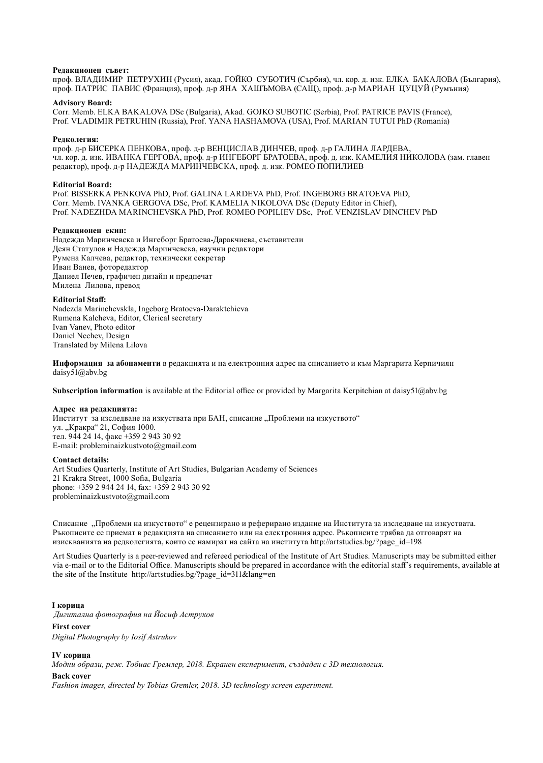**Редакционен съвет:**
проф. ВЛАДИМИР ПЕТРУХИН (Русия), акад. ГОЙКО СУБОТИЧ (Сърбия), чл. кор. д. изк. ЕЛКА БАКАЛОВА (България), проф. ПАТРИС ПАВИС (Франция), проф. д-р ЯНА ХАШЪМОВА (САЩ), проф. д-р МАРИАН ЦУЦУЙ (Румъния)

**Advisory Board:**
Corr. Memb. ELKA BAKALOVA DSc (Bulgaria), Akad. GOJKO SUBOTIC (Serbia), Prof. PATRICE PAVIS (France), Prof. VLADIMIR PETRUHIN (Russia), Prof. YANA HASHAMOVA (USA), Prof. MARIAN TUTUI PhD (Romania)

**Редколегия:**
проф. д-р БИСЕРКА ПЕНКОВА, проф. д-р ВЕНЦИСЛАВ ДИНЧЕВ, проф. д-р ГАЛИНА ЛАРДЕВА, чл. кор. д. изк. ИВАНКА ГЕРГОВА, проф. д-р ИНГЕБОРГ БРАТОЕВА, проф. д. изк. КАМЕЛИЯ НИКОЛОВА (зам. главен редактор), проф. д-р НАДЕЖДА МАРИНЧЕВСКА, проф. д. изк. РОМЕО ПОПИЛИЕВ

**Editorial Board:**
Prof. BISSERKA PENKOVA PhD, Prof. GALINA LARDEVA PhD, Prof. INGEBORG BRATOEVA PhD, Corr. Memb. IVANKA GERGOVA DSc, Prof. KAMELIA NIKOLOVA DSc (Deputy Editor in Chief), Prof. NADEZHDA MARINCHEVSKA PhD, Prof. ROMEO POPILIEV DSc, Prof. VENZISLAV DINCHEV PhD

**Редакционен екип:**
Надежда Маринчевска и Ингеборг Братоева-Даракчиева, съставители
Деян Статулов и Надежда Маринчевска, научни редактори
Румена Калчева, редактор, технически секретар
Иван Ванев, фоторедактор
Даниел Нечев, графичен дизайн и предпечат
Милена Лилова, превод

**Editorial Staff:**
Nadezda Marinchevskla, Ingeborg Bratoeva-Daraktchieva
Rumena Kalcheva, Editor, Clerical secretary
Ivan Vanev, Photo editor
Daniel Nechev, Design
Translated by Milena Lilova

**Информация за абонаменти** в редакцията и на електронния адрес на списанието и към Маргарита Керпичиян daisy51@abv.bg

**Subscription information** is available at the Editorial office or provided by Margarita Kerpitchian at daisy51@abv.bg

**Адрес на редакцията:**
Институт за изследване на изкуствата при БАН, списание „Проблеми на изкуството“
ул. „Кракра“ 21, София 1000.
тел. 944 24 14, факс +359 2 943 30 92
E-mail: probleminaizkustvoto@gmail.com

**Contact details:**
Art Studies Quarterly, Institute of Art Studies, Bulgarian Academy of Sciences
21 Krakra Street, 1000 Sofia, Bulgaria
phone: +359 2 944 24 14, fax: +359 2 943 30 92
probleminaizkustvoto@gmail.com

Списание „Проблеми на изкуството“ е рецензирано и реферирано издание на Института за изследване на изкуствата. Ръкописите се приемат в редакцията на списанието или на електронния адрес. Ръкописите трябва да отговарят на изискванията на редколегията, които се намират на сайта на института http://artstudies.bg/?page_id=198

Art Studies Quarterly is a peer-reviewed and refereed periodical of the Institute of Art Studies. Manuscripts may be submitted either via e-mail or to the Editorial Office. Manuscripts should be prepared in accordance with the editorial staff's requirements, available at the site of the Institute http://artstudies.bg/?page_id=311&lang=en

**I корица**
*Дигитална фотография на Йосиф Аструков*

**First cover**
*Digital Photography by Iosif Astrukov*

**IV корица**
*Модни образи, реж. Тобиас Гремлер, 2018. Екранен експеримент, създаден с 3D технология.*

**Back cover**
*Fashion images, directed by Tobias Gremler, 2018. 3D technology screen experiment.*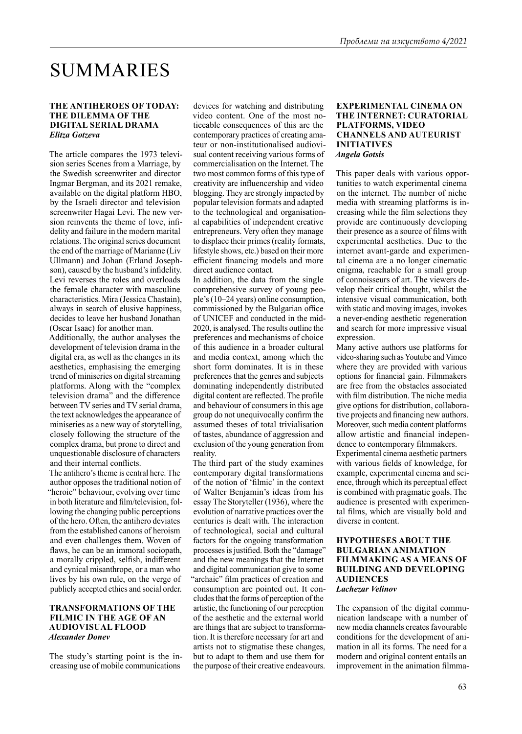# SUMMARIES

### THE ANTIHEROES OF TODAY: THE DILEMMA OF THE DIGITAL SERIAL DRAMA
***Elitza Gotzeva***

The article compares the 1973 television series Scenes from a Marriage, by the Swedish screenwriter and director Ingmar Bergman, and its 2021 remake, available on the digital platform HBO, by the Israeli director and television screenwriter Hagai Levi. The new version reinvents the theme of love, infidelity and failure in the modern marital relations. The original series document the end of the marriage of Marianne (Liv Ullmann) and Johan (Erland Josephson), caused by the husband's infidelity. Levi reverses the roles and overloads the female character with masculine characteristics. Mira (Jessica Chastain), always in search of elusive happiness, decides to leave her husband Jonathan (Oscar Isaac) for another man.

Additionally, the author analyses the development of television drama in the digital era, as well as the changes in its aesthetics, emphasising the emerging trend of miniseries on digital streaming platforms. Along with the "complex television drama" and the difference between TV series and TV serial drama, the text acknowledges the appearance of miniseries as a new way of storytelling, closely following the structure of the complex drama, but prone to direct and unquestionable disclosure of characters and their internal conflicts.

The antihero's theme is central here. The author opposes the traditional notion of "heroic" behaviour, evolving over time in both literature and film/television, following the changing public perceptions of the hero. Often, the antihero deviates from the established canons of heroism and even challenges them. Woven of flaws, he can be an immoral sociopath, a morally crippled, selfish, indifferent and cynical misanthrope, or a man who lives by his own rule, on the verge of publicly accepted ethics and social order.

### TRANSFORMATIONS OF THE FILMIC IN THE AGE OF AN AUDIOVISUAL FLOOD
***Alexander Donev***

The study's starting point is the increasing use of mobile communications devices for watching and distributing video content. One of the most noticeable consequences of this are the contemporary practices of creating amateur or non-institutionalised audiovisual content receiving various forms of commercialisation on the Internet. The two most common forms of this type of creativity are influencership and video blogging. They are strongly impacted by popular television formats and adapted to the technological and organisational capabilities of independent creative entrepreneurs. Very often they manage to displace their primes (reality formats, lifestyle shows, etc.) based on their more efficient financing models and more direct audience contact.

In addition, the data from the single comprehensive survey of young people's (10–24 years) online consumption, commissioned by the Bulgarian office of UNICEF and conducted in the mid-2020, is analysed. The results outline the preferences and mechanisms of choice of this audience in a broader cultural and media context, among which the short form dominates. It is in these preferences that the genres and subjects dominating independently distributed digital content are reflected. The profile and behaviour of consumers in this age group do not unequivocally confirm the assumed theses of total trivialisation of tastes, abundance of aggression and exclusion of the young generation from reality.

The third part of the study examines contemporary digital transformations of the notion of 'filmic' in the context of Walter Benjamin's ideas from his essay The Storyteller (1936), where the evolution of narrative practices over the centuries is dealt with. The interaction of technological, social and cultural factors for the ongoing transformation processes is justified. Both the "damage" and the new meanings that the Internet and digital communication give to some "archaic" film practices of creation and consumption are pointed out. It concludes that the forms of perception of the artistic, the functioning of our perception of the aesthetic and the external world are things that are subject to transformation. It is therefore necessary for art and artists not to stigmatise these changes, but to adapt to them and use them for the purpose of their creative endeavours.

### EXPERIMENTAL CINEMA ON THE INTERNET: CURATORIAL PLATFORMS, VIDEO CHANNELS AND AUTEURIST INITIATIVES
***Angela Gotsis***

This paper deals with various opportunities to watch experimental cinema on the internet. The number of niche media with streaming platforms is increasing while the film selections they provide are continuously developing their presence as a source of films with experimental aesthetics. Due to the internet avant-garde and experimental cinema are a no longer cinematic enigma, reachable for a small group of connoisseurs of art. The viewers develop their critical thought, whilst the intensive visual communication, both with static and moving images, invokes a never-ending aesthetic regeneration and search for more impressive visual expression.

Many active authors use platforms for video-sharing such as Youtube and Vimeo where they are provided with various options for financial gain. Filmmakers are free from the obstacles associated with film distribution. The niche media give options for distribution, collaborative projects and financing new authors. Moreover, such media content platforms allow artistic and financial independence to contemporary filmmakers.

Experimental cinema aesthetic partners with various fields of knowledge, for example, experimental cinema and science, through which its perceptual effect is combined with pragmatic goals. The audience is presented with experimental films, which are visually bold and diverse in content.

### HYPOTHESES ABOUT THE BULGARIAN ANIMATION FILMMAKING AS A MEANS OF BUILDING AND DEVELOPING AUDIENCES
***Lachezar Velinov***

The expansion of the digital communication landscape with a number of new media channels creates favourable conditions for the development of animation in all its forms. The need for a modern and original content entails an improvement in the animation filmma-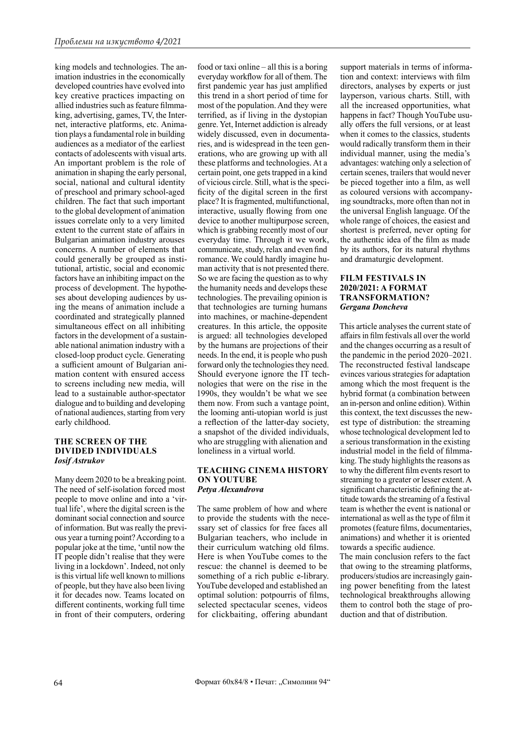king models and technologies. The animation industries in the economically developed countries have evolved into key creative practices impacting on allied industries such as feature filmmaking, advertising, games, TV, the Internet, interactive platforms, etc. Animation plays a fundamental role in building audiences as a mediator of the earliest contacts of adolescents with visual arts. An important problem is the role of animation in shaping the early personal, social, national and cultural identity of preschool and primary school-aged children. The fact that such important to the global development of animation issues correlate only to a very limited extent to the current state of affairs in Bulgarian animation industry arouses concerns. A number of elements that could generally be grouped as institutional, artistic, social and economic factors have an inhibiting impact on the process of development. The hypotheses about developing audiences by using the means of animation include a coordinated and strategically planned simultaneous effect on all inhibiting factors in the development of a sustainable national animation industry with a closed-loop product cycle. Generating a sufficient amount of Bulgarian animation content with ensured access to screens including new media, will lead to a sustainable author-spectator dialogue and to building and developing of national audiences, starting from very early childhood.

## THE SCREEN OF THE DIVIDED INDIVIDUALS
***Iosif Astrukov***

Many deem 2020 to be a breaking point. The need of self-isolation forced most people to move online and into a 'virtual life', where the digital screen is the dominant social connection and source of information. But was really the previous year a turning point? According to a popular joke at the time, 'until now the IT people didn't realise that they were living in a lockdown'. Indeed, not only is this virtual life well known to millions of people, but they have also been living it for decades now. Teams located on different continents, working full time in front of their computers, ordering food or taxi online – all this is a boring everyday workflow for all of them. The first pandemic year has just amplified this trend in a short period of time for most of the population. And they were terrified, as if living in the dystopian genre. Yet, Internet addiction is already widely discussed, even in documentaries, and is widespread in the teen generations, who are growing up with all these platforms and technologies. At a certain point, one gets trapped in a kind of vicious circle. Still, what is the specificity of the digital screen in the first place? It is fragmented, multifunctional, interactive, usually flowing from one device to another multipurpose screen, which is grabbing recently most of our everyday time. Through it we work, communicate, study, relax and even find romance. We could hardly imagine human activity that is not presented there. So we are facing the question as to why the humanity needs and develops these technologies. The prevailing opinion is that technologies are turning humans into machines, or machine-dependent creatures. In this article, the opposite is argued: all technologies developed by the humans are projections of their needs. In the end, it is people who push forward only the technologies they need. Should everyone ignore the IT technologies that were on the rise in the 1990s, they wouldn't be what we see them now. From such a vantage point, the looming anti-utopian world is just a reflection of the latter-day society, a snapshot of the divided individuals, who are struggling with alienation and loneliness in a virtual world.

## TEACHING CINEMA HISTORY ON YOUTUBE
***Petya Alexandrova***

The same problem of how and where to provide the students with the necessary set of classics for free faces all Bulgarian teachers, who include in their curriculum watching old films. Here is when YouTube comes to the rescue: the channel is deemed to be something of a rich public e-library. YouTube developed and established an optimal solution: potpourris of films, selected spectacular scenes, videos for clickbaiting, offering abundant support materials in terms of information and context: interviews with film directors, analyses by experts or just layperson, various charts. Still, with all the increased opportunities, what happens in fact? Though YouTube usually offers the full versions, or at least when it comes to the classics, students would radically transform them in their individual manner, using the media's advantages: watching only a selection of certain scenes, trailers that would never be pieced together into a film, as well as coloured versions with accompanying soundtracks, more often than not in the universal English language. Of the whole range of choices, the easiest and shortest is preferred, never opting for the authentic idea of the film as made by its authors, for its natural rhythms and dramaturgic development.

## FILM FESTIVALS IN 2020/2021: A FORMAT TRANSFORMATION?
***Gergana Doncheva***

This article analyses the current state of affairs in film festivals all over the world and the changes occurring as a result of the pandemic in the period 2020–2021. The reconstructed festival landscape evinces various strategies for adaptation among which the most frequent is the hybrid format (a combination between an in-person and online edition). Within this context, the text discusses the newest type of distribution: the streaming whose technological development led to a serious transformation in the existing industrial model in the field of filmmaking. The study highlights the reasons as to why the different film events resort to streaming to a greater or lesser extent. A significant characteristic defining the attitude towards the streaming of a festival team is whether the event is national or international as well as the type of film it promotes (feature films, documentaries, animations) and whether it is oriented towards a specific audience.

The main conclusion refers to the fact that owing to the streaming platforms, producers/studios are increasingly gaining power benefiting from the latest technological breakthroughs allowing them to control both the stage of production and that of distribution.

Формат 60x84/8 • Печат: „Симолини 94"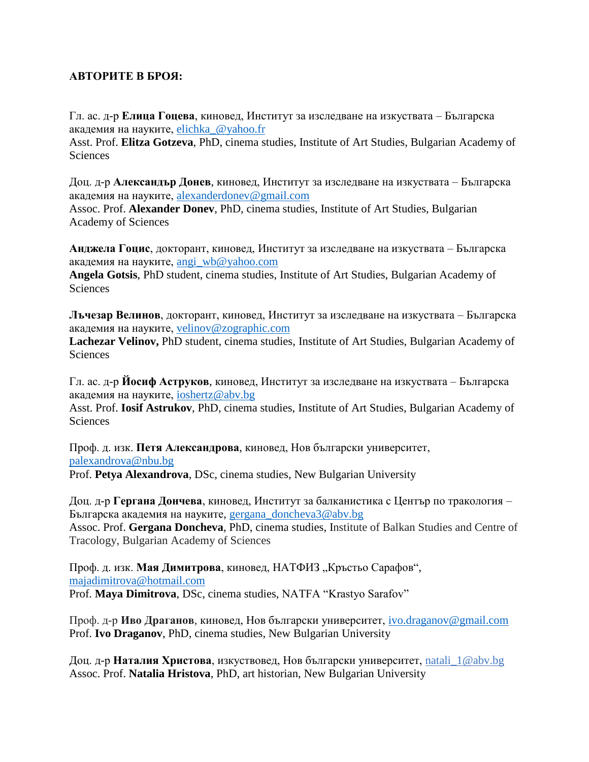**АВТОРИТЕ В БРОЯ:**

Гл. ас. д-р **Елица Гоцева**, киновед, Институт за изследване на изкуствата – Българска академия на науките, elichka_@yahoo.fr
Asst. Prof. **Elitza Gotzeva**, PhD, cinema studies, Institute of Art Studies, Bulgarian Academy of Sciences

Доц. д-р **Александър Донев**, киновед, Институт за изследване на изкуствата – Българска академия на науките, alexanderdonev@gmail.com
Assoc. Prof. **Alexander Donev**, PhD, cinema studies, Institute of Art Studies, Bulgarian Academy of Sciences

**Анджела Гоцис**, докторант, киновед, Институт за изследване на изкуствата – Българска академия на науките, angi_wb@yahoo.com
**Angela Gotsis**, PhD student, cinema studies, Institute of Art Studies, Bulgarian Academy of Sciences

**Лъчезар Велинов**, докторант, киновед, Институт за изследване на изкуствата – Българска академия на науките, velinov@zographic.com
**Lachezar Velinov,** PhD student, cinema studies, Institute of Art Studies, Bulgarian Academy of Sciences

Гл. ас. д-р **Йосиф Аструков**, киновед, Институт за изследване на изкуствата – Българска академия на науките, ioshertz@abv.bg
Asst. Prof. **Iosif Astrukov**, PhD, cinema studies, Institute of Art Studies, Bulgarian Academy of Sciences

Проф. д. изк. **Петя Александрова**, киновед, Нов български университет, palexandrova@nbu.bg
Prof. **Petya Alexandrova**, DSc, cinema studies, New Bulgarian University

Доц. д-р **Гергана Дончева**, киновед, Институт за балканистика с Център по тракология – Българска академия на науките, gergana_doncheva3@abv.bg
Assoc. Prof. **Gergana Doncheva**, PhD, cinema studies, Institute of Balkan Studies and Centre of Tracology, Bulgarian Academy of Sciences

Проф. д. изк. **Мая Димитрова**, киновед, НАТФИЗ „Кръстьо Сарафов“, majadimitrova@hotmail.com
Prof. **Maya Dimitrova**, DSc, cinema studies, NATFA "Krastyo Sarafov"

Проф. д-р **Иво Драганов**, киновед, Нов български университет, ivo.draganov@gmail.com
Prof. **Ivo Draganov**, PhD, cinema studies, New Bulgarian University

Доц. д-р **Наталия Христова**, изкуствовед, Нов български университет, natali_1@abv.bg
Assoc. Prof. **Natalia Hristova**, PhD, art historian, New Bulgarian University